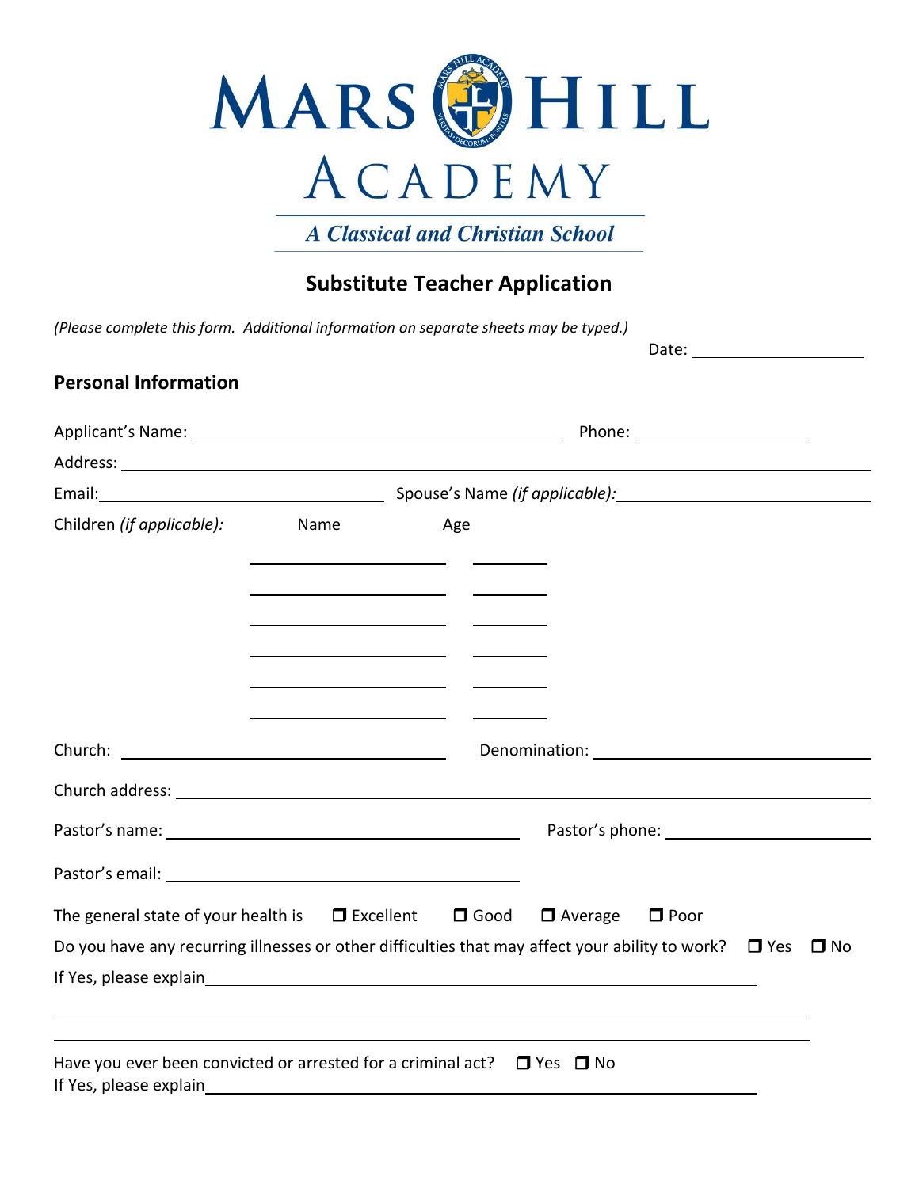# MARS HILL ACADEMY

*A Classical and Christian School*

## Substitute Teacher Application

*(Please complete this form. Additional information on separate sheets may be typed.)*

Date: ____________________

### Personal Information

Applicant's Name: ________________________________________ Phone: ____________________

Address: ________________________________________________________________________

Email: ______________________________ Spouse's Name *(if applicable)*: ______________________________

Children *(if applicable)*:

| Name | Age |
|---|---|
| | |
| | |
| | |
| | |
| | |
| | |

Church: ______________________________ Denomination: ______________________________

Church address: ________________________________________________________________________

Pastor's name: ______________________________ Pastor's phone: ______________________________

Pastor's email: ______________________________

The general state of your health is ☐ Excellent ☐ Good ☐ Average ☐ Poor

Do you have any recurring illnesses or other difficulties that may affect your ability to work? ☐ Yes ☐ No

If Yes, please explain________________________________________________________________

________________________________________________________________________

________________________________________________________________________

Have you ever been convicted or arrested for a criminal act? ☐ Yes ☐ No

If Yes, please explain________________________________________________________________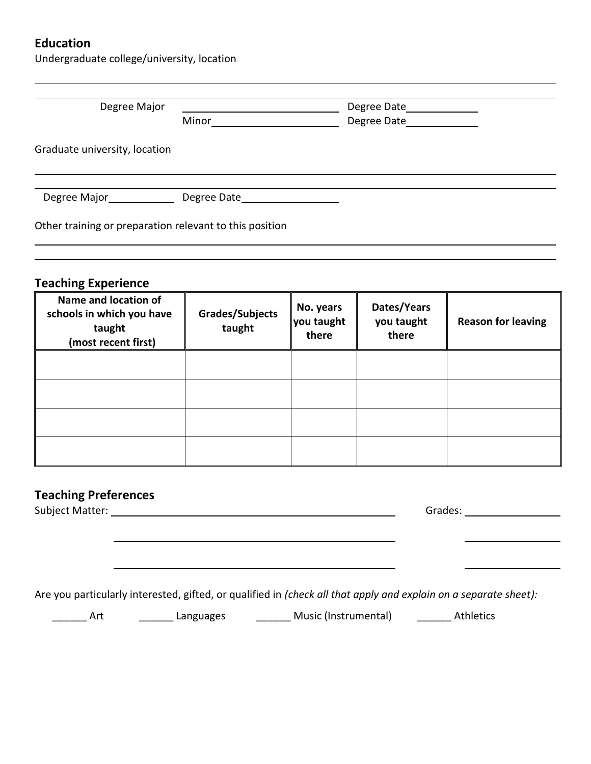## Education

Undergraduate college/university, location

______________________________________________________________________

______________________________________________________________________

Degree Major ______________________ Degree Date__________

Minor__________________ Degree Date__________

Graduate university, location

______________________________________________________________________

______________________________________________________________________

Degree Major__________ Degree Date______________

Other training or preparation relevant to this position

______________________________________________________________________

______________________________________________________________________

## Teaching Experience

| Name and location of schools in which you have taught (most recent first) | Grades/Subjects taught | No. years you taught there | Dates/Years you taught there | Reason for leaving |
|---|---|---|---|---|
| | | | | |
| | | | | |
| | | | | |
| | | | | |

## Teaching Preferences

Subject Matter: ________________________________________ Grades: ______________

________________________________________ ______________

________________________________________ ______________

Are you particularly interested, gifted, or qualified in *(check all that apply and explain on a separate sheet):*

______ Art ______ Languages ______ Music (Instrumental) ______ Athletics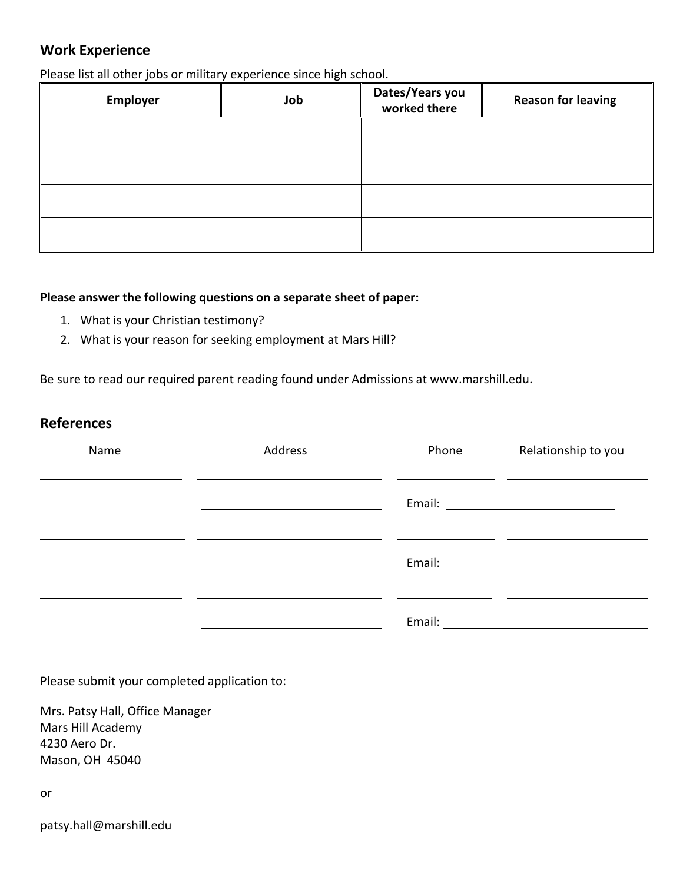## Work Experience

Please list all other jobs or military experience since high school.

| Employer | Job | Dates/Years you worked there | Reason for leaving |
|---|---|---|---|
| | | | |
| | | | |
| | | | |
| | | | |

**Please answer the following questions on a separate sheet of paper:**

1. What is your Christian testimony?
2. What is your reason for seeking employment at Mars Hill?

Be sure to read our required parent reading found under Admissions at www.marshill.edu.

## References

| Name | Address | Phone | Relationship to you |
|---|---|---|---|
| | | | |
| | | Email: | |
| | | | |
| | | Email: | |
| | | | |
| | | Email: | |

Please submit your completed application to:

Mrs. Patsy Hall, Office Manager
Mars Hill Academy
4230 Aero Dr.
Mason, OH 45040

or

patsy.hall@marshill.edu